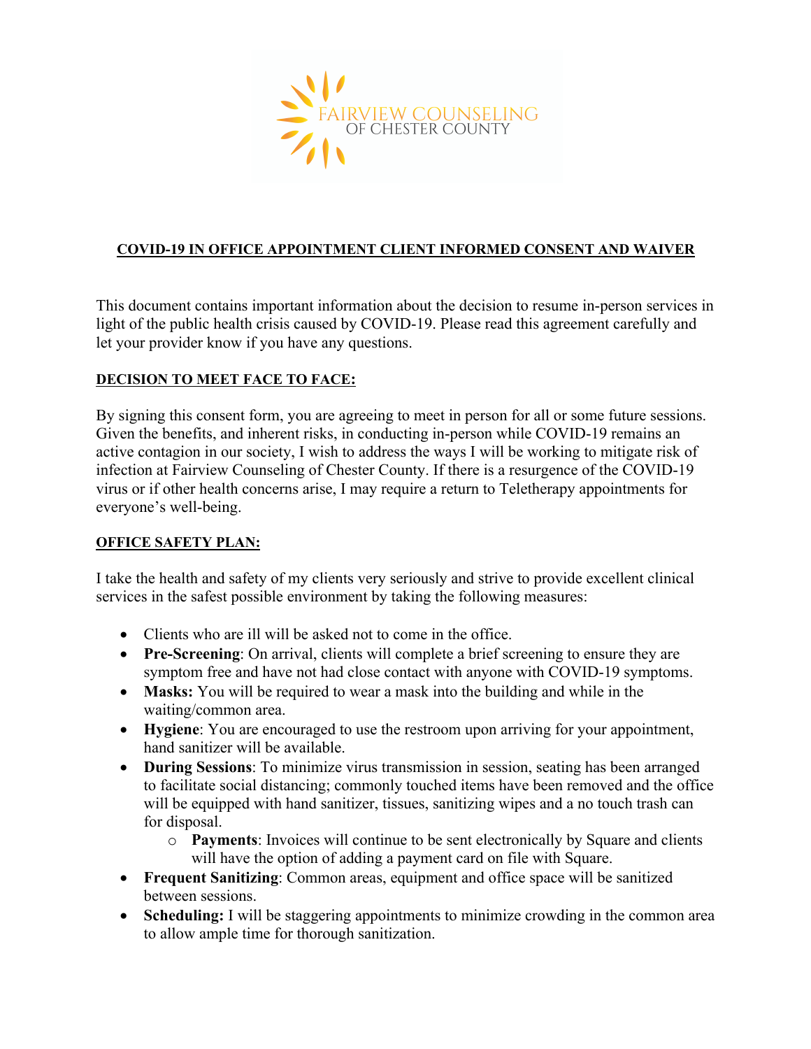FAIRVIEW COUNSELING
OF CHESTER COUNTY

## COVID-19 IN OFFICE APPOINTMENT CLIENT INFORMED CONSENT AND WAIVER

This document contains important information about the decision to resume in-person services in light of the public health crisis caused by COVID-19. Please read this agreement carefully and let your provider know if you have any questions.

### DECISION TO MEET FACE TO FACE:

By signing this consent form, you are agreeing to meet in person for all or some future sessions. Given the benefits, and inherent risks, in conducting in-person while COVID-19 remains an active contagion in our society, I wish to address the ways I will be working to mitigate risk of infection at Fairview Counseling of Chester County. If there is a resurgence of the COVID-19 virus or if other health concerns arise, I may require a return to Teletherapy appointments for everyone's well-being.

### OFFICE SAFETY PLAN:

I take the health and safety of my clients very seriously and strive to provide excellent clinical services in the safest possible environment by taking the following measures:

- Clients who are ill will be asked not to come in the office.
- **Pre-Screening**: On arrival, clients will complete a brief screening to ensure they are symptom free and have not had close contact with anyone with COVID-19 symptoms.
- **Masks:** You will be required to wear a mask into the building and while in the waiting/common area.
- **Hygiene**: You are encouraged to use the restroom upon arriving for your appointment, hand sanitizer will be available.
- **During Sessions**: To minimize virus transmission in session, seating has been arranged to facilitate social distancing; commonly touched items have been removed and the office will be equipped with hand sanitizer, tissues, sanitizing wipes and a no touch trash can for disposal.
  - **Payments**: Invoices will continue to be sent electronically by Square and clients will have the option of adding a payment card on file with Square.
- **Frequent Sanitizing**: Common areas, equipment and office space will be sanitized between sessions.
- **Scheduling:** I will be staggering appointments to minimize crowding in the common area to allow ample time for thorough sanitization.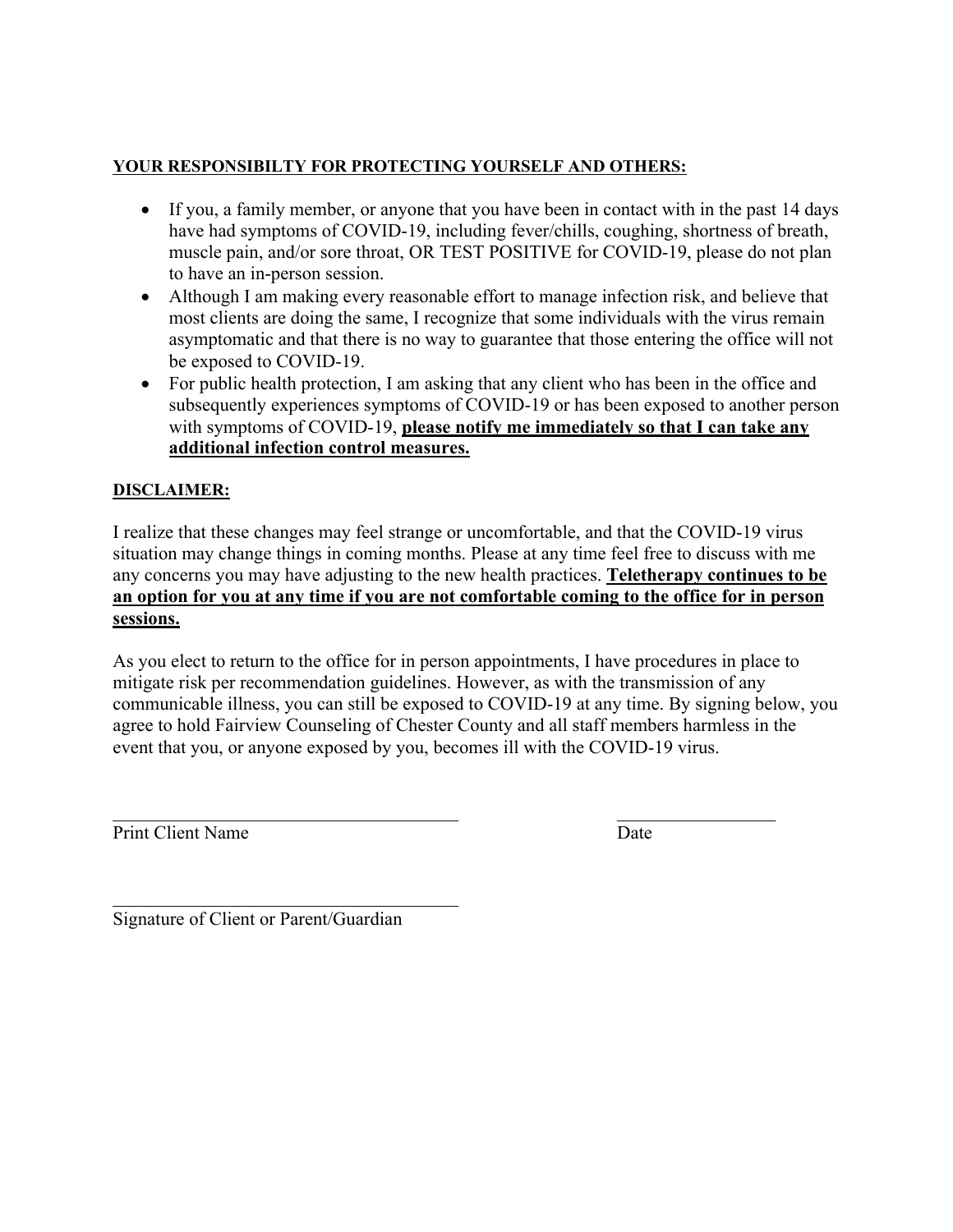**YOUR RESPONSIBILTY FOR PROTECTING YOURSELF AND OTHERS:**

- If you, a family member, or anyone that you have been in contact with in the past 14 days have had symptoms of COVID-19, including fever/chills, coughing, shortness of breath, muscle pain, and/or sore throat, OR TEST POSITIVE for COVID-19, please do not plan to have an in-person session.
- Although I am making every reasonable effort to manage infection risk, and believe that most clients are doing the same, I recognize that some individuals with the virus remain asymptomatic and that there is no way to guarantee that those entering the office will not be exposed to COVID-19.
- For public health protection, I am asking that any client who has been in the office and subsequently experiences symptoms of COVID-19 or has been exposed to another person with symptoms of COVID-19, **please notify me immediately so that I can take any additional infection control measures.**

**DISCLAIMER:**

I realize that these changes may feel strange or uncomfortable, and that the COVID-19 virus situation may change things in coming months. Please at any time feel free to discuss with me any concerns you may have adjusting to the new health practices. **Teletherapy continues to be an option for you at any time if you are not comfortable coming to the office for in person sessions.**

As you elect to return to the office for in person appointments, I have procedures in place to mitigate risk per recommendation guidelines. However, as with the transmission of any communicable illness, you can still be exposed to COVID-19 at any time. By signing below, you agree to hold Fairview Counseling of Chester County and all staff members harmless in the event that you, or anyone exposed by you, becomes ill with the COVID-19 virus.

\_\_\_\_\_\_\_\_\_\_\_\_\_\_\_\_\_\_\_\_\_\_\_\_\_\_\_\_\_\_\_\_\_\_\_\_\_\_\_\_ \_\_\_\_\_\_\_\_\_\_\_\_\_\_\_\_\_\_
Print Client Name Date

\_\_\_\_\_\_\_\_\_\_\_\_\_\_\_\_\_\_\_\_\_\_\_\_\_\_\_\_\_\_\_\_\_\_\_\_\_\_\_\_
Signature of Client or Parent/Guardian